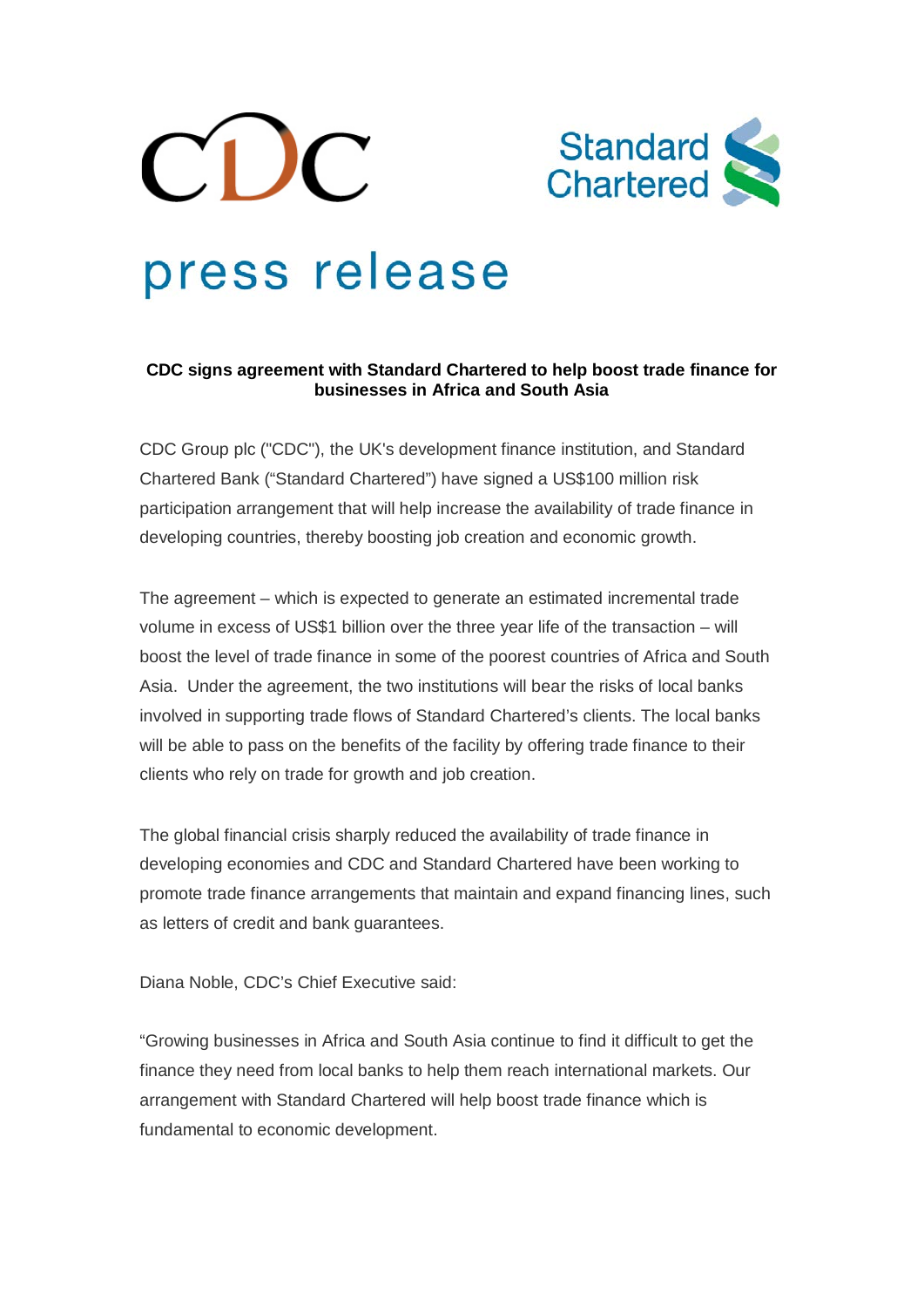# press release

**CDC signs agreement with Standard Chartered to help boost trade finance for businesses in Africa and South Asia**

CDC Group plc ("CDC"), the UK's development finance institution, and Standard Chartered Bank ("Standard Chartered") have signed a US$100 million risk participation arrangement that will help increase the availability of trade finance in developing countries, thereby boosting job creation and economic growth.

The agreement – which is expected to generate an estimated incremental trade volume in excess of US$1 billion over the three year life of the transaction – will boost the level of trade finance in some of the poorest countries of Africa and South Asia. Under the agreement, the two institutions will bear the risks of local banks involved in supporting trade flows of Standard Chartered's clients. The local banks will be able to pass on the benefits of the facility by offering trade finance to their clients who rely on trade for growth and job creation.

The global financial crisis sharply reduced the availability of trade finance in developing economies and CDC and Standard Chartered have been working to promote trade finance arrangements that maintain and expand financing lines, such as letters of credit and bank guarantees.

Diana Noble, CDC's Chief Executive said:

"Growing businesses in Africa and South Asia continue to find it difficult to get the finance they need from local banks to help them reach international markets. Our arrangement with Standard Chartered will help boost trade finance which is fundamental to economic development.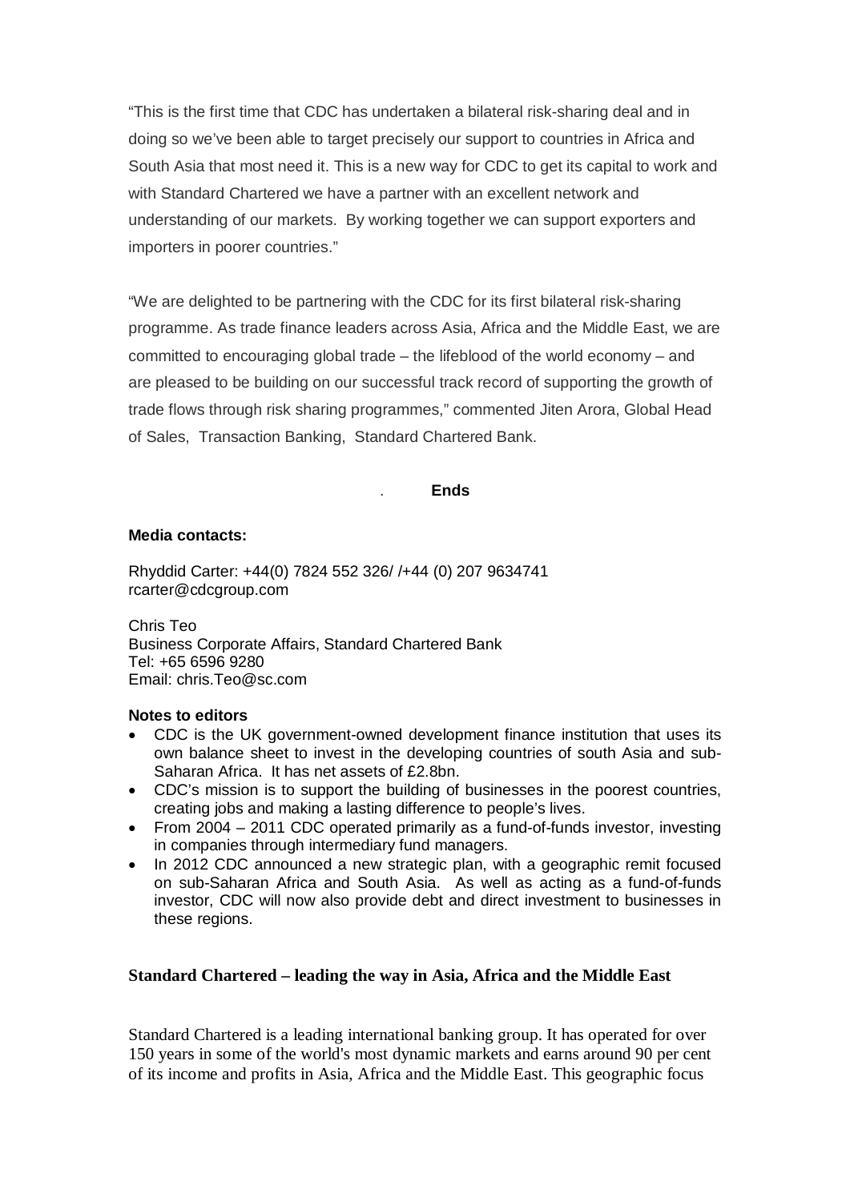"This is the first time that CDC has undertaken a bilateral risk-sharing deal and in doing so we've been able to target precisely our support to countries in Africa and South Asia that most need it. This is a new way for CDC to get its capital to work and with Standard Chartered we have a partner with an excellent network and understanding of our markets. By working together we can support exporters and importers in poorer countries."

"We are delighted to be partnering with the CDC for its first bilateral risk-sharing programme. As trade finance leaders across Asia, Africa and the Middle East, we are committed to encouraging global trade – the lifeblood of the world economy – and are pleased to be building on our successful track record of supporting the growth of trade flows through risk sharing programmes," commented Jiten Arora, Global Head of Sales, Transaction Banking, Standard Chartered Bank.

. **Ends**

**Media contacts:**

Rhyddid Carter: +44(0) 7824 552 326/ /+44 (0) 207 9634741
rcarter@cdcgroup.com

Chris Teo
Business Corporate Affairs, Standard Chartered Bank
Tel: +65 6596 9280
Email: chris.Teo@sc.com

**Notes to editors**

- CDC is the UK government-owned development finance institution that uses its own balance sheet to invest in the developing countries of south Asia and sub-Saharan Africa. It has net assets of £2.8bn.
- CDC's mission is to support the building of businesses in the poorest countries, creating jobs and making a lasting difference to people's lives.
- From 2004 – 2011 CDC operated primarily as a fund-of-funds investor, investing in companies through intermediary fund managers.
- In 2012 CDC announced a new strategic plan, with a geographic remit focused on sub-Saharan Africa and South Asia. As well as acting as a fund-of-funds investor, CDC will now also provide debt and direct investment to businesses in these regions.

**Standard Chartered – leading the way in Asia, Africa and the Middle East**

Standard Chartered is a leading international banking group. It has operated for over 150 years in some of the world's most dynamic markets and earns around 90 per cent of its income and profits in Asia, Africa and the Middle East. This geographic focus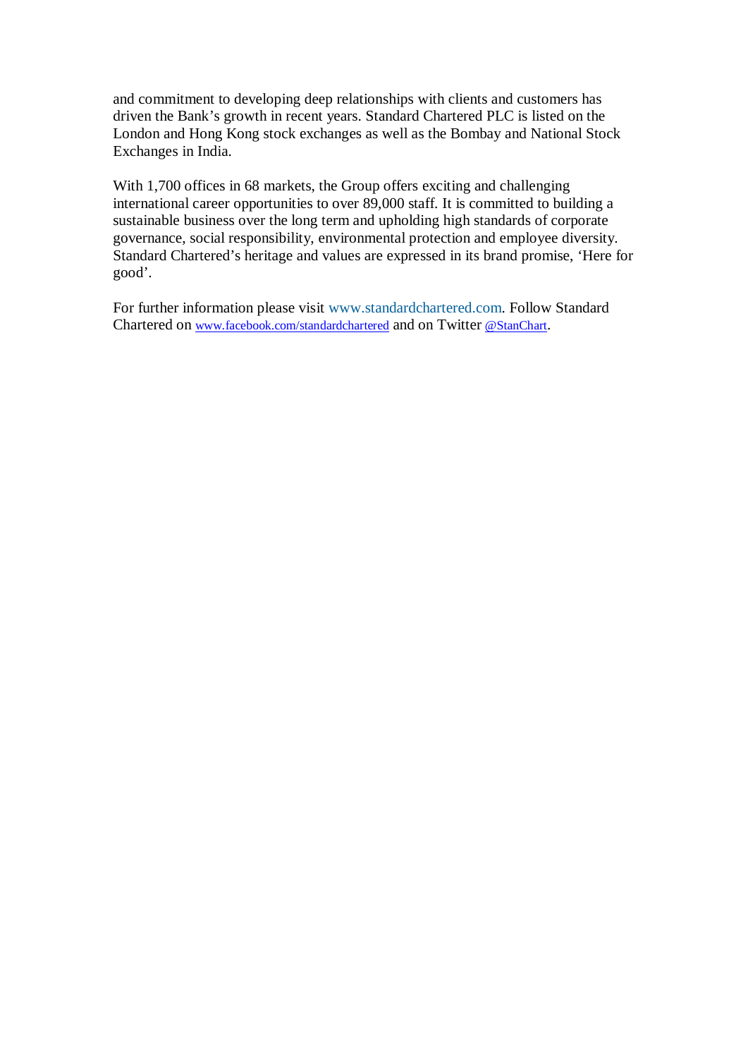and commitment to developing deep relationships with clients and customers has driven the Bank's growth in recent years. Standard Chartered PLC is listed on the London and Hong Kong stock exchanges as well as the Bombay and National Stock Exchanges in India.

With 1,700 offices in 68 markets, the Group offers exciting and challenging international career opportunities to over 89,000 staff. It is committed to building a sustainable business over the long term and upholding high standards of corporate governance, social responsibility, environmental protection and employee diversity. Standard Chartered's heritage and values are expressed in its brand promise, 'Here for good'.

For further information please visit www.standardchartered.com. Follow Standard Chartered on www.facebook.com/standardchartered and on Twitter @StanChart.